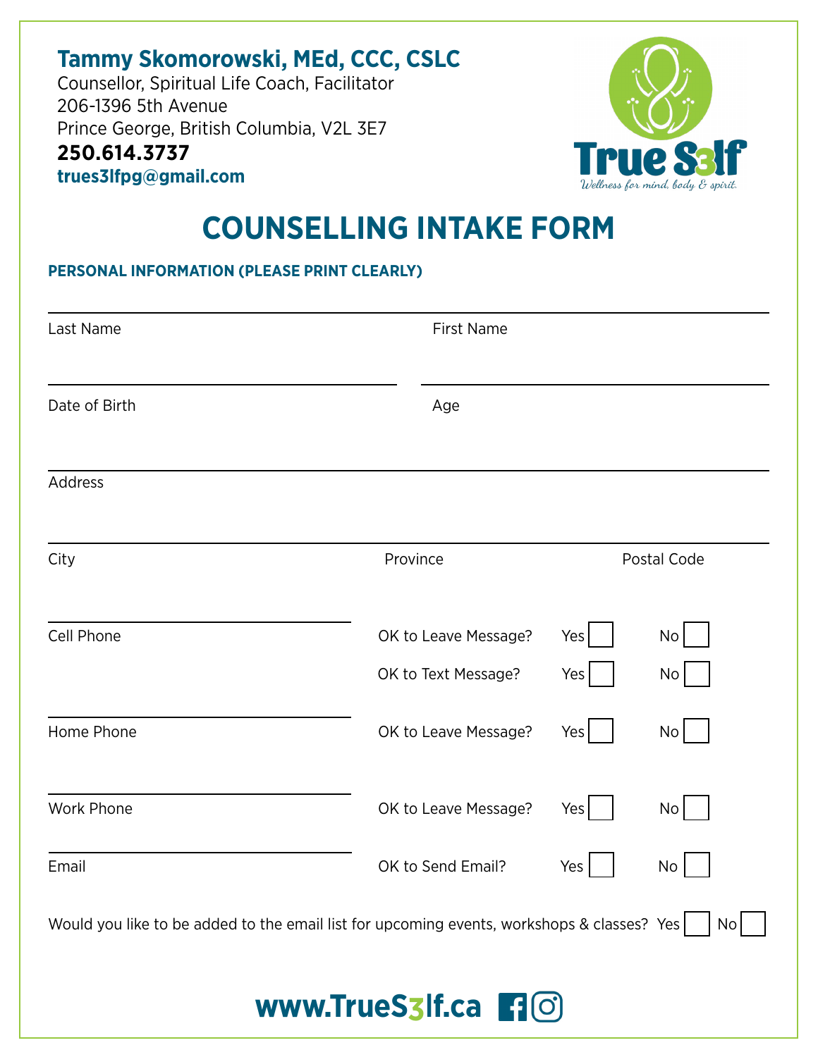**Tammy Skomorowski, MEd, CCC, CSLC**

Counsellor, Spiritual Life Coach, Facilitator
206-1396 5th Avenue
Prince George, British Columbia, V2L 3E7

**250.614.3737**

**trues3lfpg@gmail.com**

True S3lf
*Wellness for mind, body & spirit.*

# COUNSELLING INTAKE FORM

## PERSONAL INFORMATION (PLEASE PRINT CLEARLY)

Last Name ____________________ First Name ____________________

Date of Birth ____________________ Age ____________________

Address ________________________________________

City ____________________ Province ____________________ Postal Code ____________________

Cell Phone ____________________ OK to Leave Message? Yes ☐ No ☐
OK to Text Message? Yes ☐ No ☐

Home Phone ____________________ OK to Leave Message? Yes ☐ No ☐

Work Phone ____________________ OK to Leave Message? Yes ☐ No ☐

Email ____________________ OK to Send Email? Yes ☐ No ☐

Would you like to be added to the email list for upcoming events, workshops & classes? Yes ☐ No ☐

**www.TrueS3lf.ca**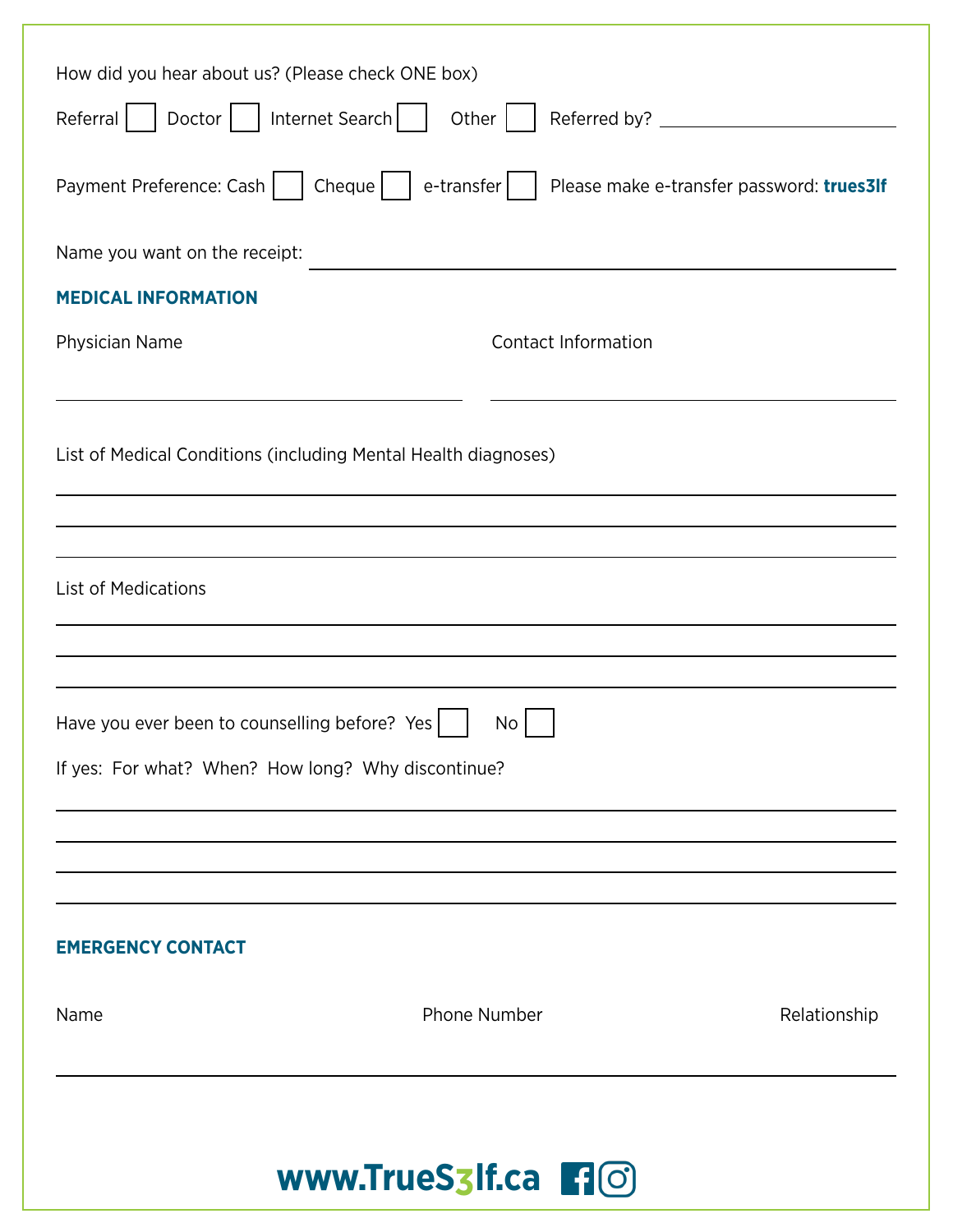How did you hear about us? (Please check ONE box)

Referral ☐ Doctor ☐ Internet Search ☐ Other ☐ Referred by? ____________________

Payment Preference: Cash ☐ Cheque ☐ e-transfer ☐ Please make e-transfer password: **trues3lf**

Name you want on the receipt: ________________________________________

## MEDICAL INFORMATION

Physician Name ____________________ Contact Information ____________________

List of Medical Conditions (including Mental Health diagnoses)

________________________________________

________________________________________

________________________________________

List of Medications

________________________________________

________________________________________

________________________________________

Have you ever been to counselling before? Yes ☐ No ☐

If yes: For what? When? How long? Why discontinue?

________________________________________

________________________________________

________________________________________

________________________________________

## EMERGENCY CONTACT

| Name | Phone Number | Relationship |
| --- | --- | --- |
| | | |

**www.TrueS3lf.ca**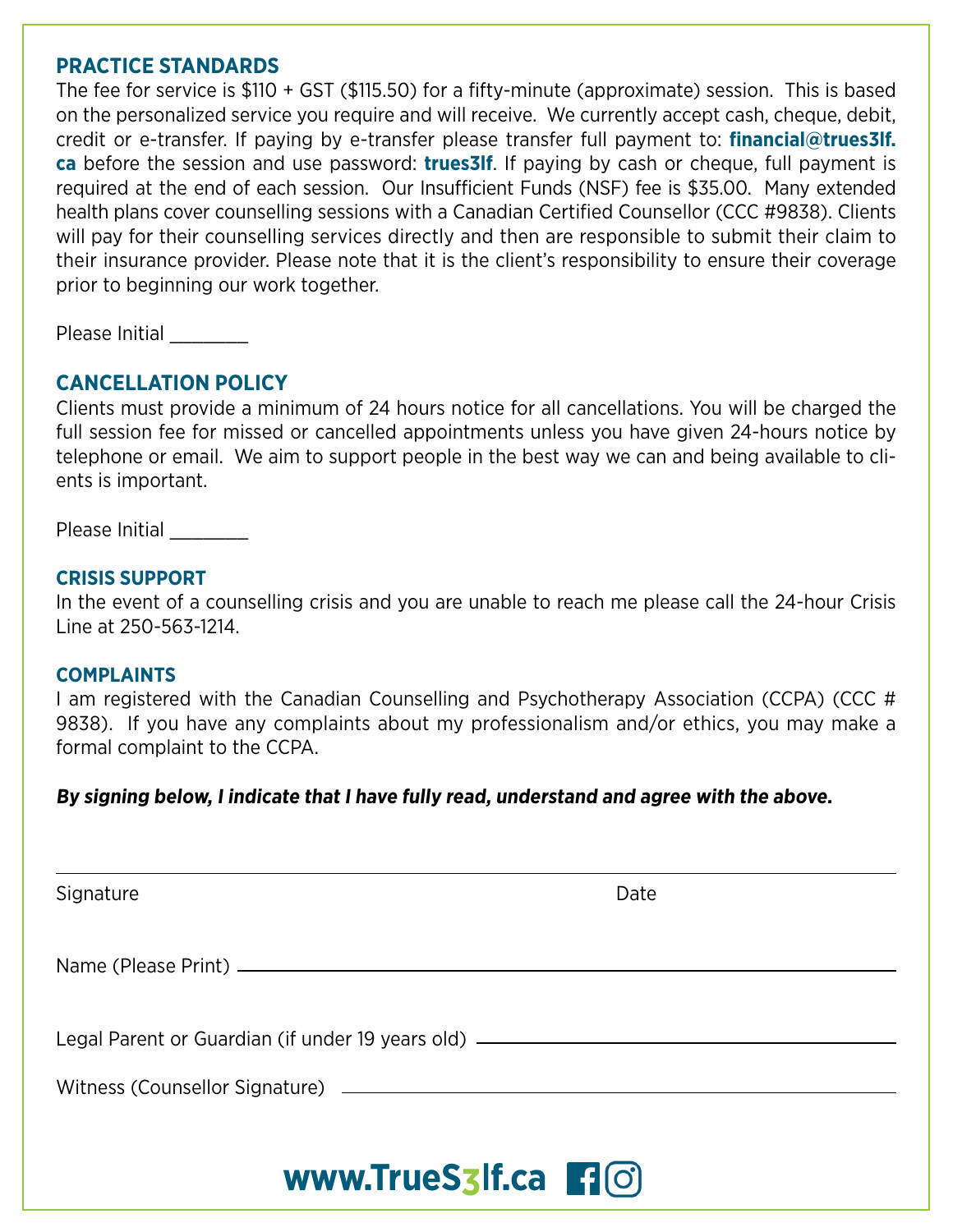## PRACTICE STANDARDS

The fee for service is $110 + GST ($115.50) for a fifty-minute (approximate) session. This is based on the personalized service you require and will receive. We currently accept cash, cheque, debit, credit or e-transfer. If paying by e-transfer please transfer full payment to: **financial@trues3lf.ca** before the session and use password: **trues3lf**. If paying by cash or cheque, full payment is required at the end of each session. Our Insufficient Funds (NSF) fee is $35.00. Many extended health plans cover counselling sessions with a Canadian Certified Counsellor (CCC #9838). Clients will pay for their counselling services directly and then are responsible to submit their claim to their insurance provider. Please note that it is the client's responsibility to ensure their coverage prior to beginning our work together.

Please Initial ________

## CANCELLATION POLICY

Clients must provide a minimum of 24 hours notice for all cancellations. You will be charged the full session fee for missed or cancelled appointments unless you have given 24-hours notice by telephone or email. We aim to support people in the best way we can and being available to clients is important.

Please Initial ________

### CRISIS SUPPORT

In the event of a counselling crisis and you are unable to reach me please call the 24-hour Crisis Line at 250-563-1214.

### COMPLAINTS

I am registered with the Canadian Counselling and Psychotherapy Association (CCPA) (CCC # 9838). If you have any complaints about my professionalism and/or ethics, you may make a formal complaint to the CCPA.

***By signing below, I indicate that I have fully read, understand and agree with the above.***

______________________________________________

Signature Date

Name (Please Print) ______________________________________________

Legal Parent or Guardian (if under 19 years old) ______________________________________________

Witness (Counsellor Signature) ______________________________________________

**www.TrueS3lf.ca**